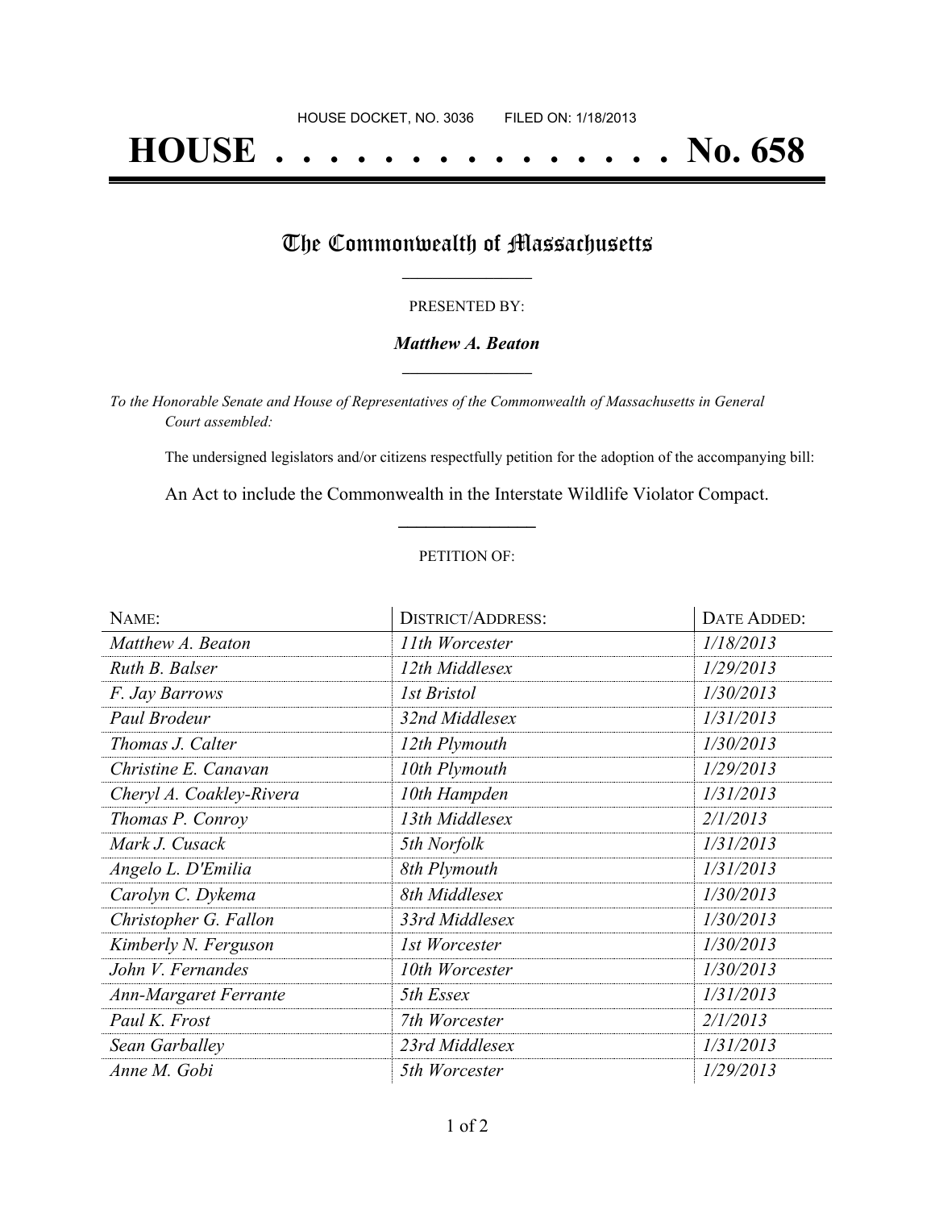HOUSE DOCKET, NO. 3036 FILED ON: 1/18/2013

# HOUSE . . . . . . . . . . . . . . . No. 658

## The Commonwealth of Massachusetts

PRESENTED BY:

***Matthew A. Beaton***

*To the Honorable Senate and House of Representatives of the Commonwealth of Massachusetts in General Court assembled:*

The undersigned legislators and/or citizens respectfully petition for the adoption of the accompanying bill:

An Act to include the Commonwealth in the Interstate Wildlife Violator Compact.

PETITION OF:

| NAME: | DISTRICT/ADDRESS: | DATE ADDED: |
| --- | --- | --- |
| *Matthew A. Beaton* | *11th Worcester* | *1/18/2013* |
| *Ruth B. Balser* | *12th Middlesex* | *1/29/2013* |
| *F. Jay Barrows* | *1st Bristol* | *1/30/2013* |
| *Paul Brodeur* | *32nd Middlesex* | *1/31/2013* |
| *Thomas J. Calter* | *12th Plymouth* | *1/30/2013* |
| *Christine E. Canavan* | *10th Plymouth* | *1/29/2013* |
| *Cheryl A. Coakley-Rivera* | *10th Hampden* | *1/31/2013* |
| *Thomas P. Conroy* | *13th Middlesex* | *2/1/2013* |
| *Mark J. Cusack* | *5th Norfolk* | *1/31/2013* |
| *Angelo L. D'Emilia* | *8th Plymouth* | *1/31/2013* |
| *Carolyn C. Dykema* | *8th Middlesex* | *1/30/2013* |
| *Christopher G. Fallon* | *33rd Middlesex* | *1/30/2013* |
| *Kimberly N. Ferguson* | *1st Worcester* | *1/30/2013* |
| *John V. Fernandes* | *10th Worcester* | *1/30/2013* |
| *Ann-Margaret Ferrante* | *5th Essex* | *1/31/2013* |
| *Paul K. Frost* | *7th Worcester* | *2/1/2013* |
| *Sean Garballey* | *23rd Middlesex* | *1/31/2013* |
| *Anne M. Gobi* | *5th Worcester* | *1/29/2013* |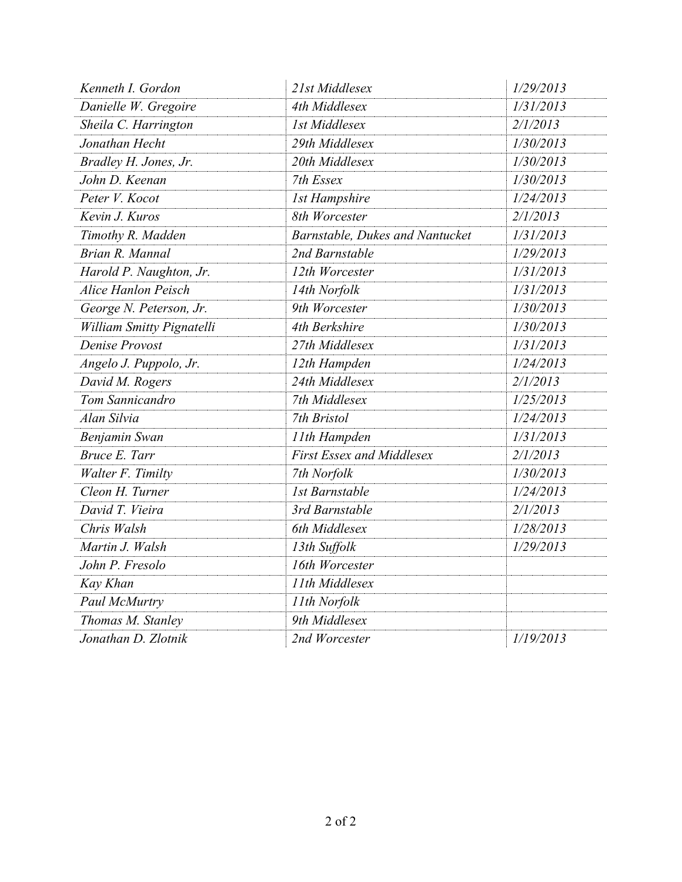| | | |
|---|---|---|
| *Kenneth I. Gordon* | *21st Middlesex* | *1/29/2013* |
| *Danielle W. Gregoire* | *4th Middlesex* | *1/31/2013* |
| *Sheila C. Harrington* | *1st Middlesex* | *2/1/2013* |
| *Jonathan Hecht* | *29th Middlesex* | *1/30/2013* |
| *Bradley H. Jones, Jr.* | *20th Middlesex* | *1/30/2013* |
| *John D. Keenan* | *7th Essex* | *1/30/2013* |
| *Peter V. Kocot* | *1st Hampshire* | *1/24/2013* |
| *Kevin J. Kuros* | *8th Worcester* | *2/1/2013* |
| *Timothy R. Madden* | *Barnstable, Dukes and Nantucket* | *1/31/2013* |
| *Brian R. Mannal* | *2nd Barnstable* | *1/29/2013* |
| *Harold P. Naughton, Jr.* | *12th Worcester* | *1/31/2013* |
| *Alice Hanlon Peisch* | *14th Norfolk* | *1/31/2013* |
| *George N. Peterson, Jr.* | *9th Worcester* | *1/30/2013* |
| *William Smitty Pignatelli* | *4th Berkshire* | *1/30/2013* |
| *Denise Provost* | *27th Middlesex* | *1/31/2013* |
| *Angelo J. Puppolo, Jr.* | *12th Hampden* | *1/24/2013* |
| *David M. Rogers* | *24th Middlesex* | *2/1/2013* |
| *Tom Sannicandro* | *7th Middlesex* | *1/25/2013* |
| *Alan Silvia* | *7th Bristol* | *1/24/2013* |
| *Benjamin Swan* | *11th Hampden* | *1/31/2013* |
| *Bruce E. Tarr* | *First Essex and Middlesex* | *2/1/2013* |
| *Walter F. Timilty* | *7th Norfolk* | *1/30/2013* |
| *Cleon H. Turner* | *1st Barnstable* | *1/24/2013* |
| *David T. Vieira* | *3rd Barnstable* | *2/1/2013* |
| *Chris Walsh* | *6th Middlesex* | *1/28/2013* |
| *Martin J. Walsh* | *13th Suffolk* | *1/29/2013* |
| *John P. Fresolo* | *16th Worcester* | |
| *Kay Khan* | *11th Middlesex* | |
| *Paul McMurtry* | *11th Norfolk* | |
| *Thomas M. Stanley* | *9th Middlesex* | |
| *Jonathan D. Zlotnik* | *2nd Worcester* | *1/19/2013* |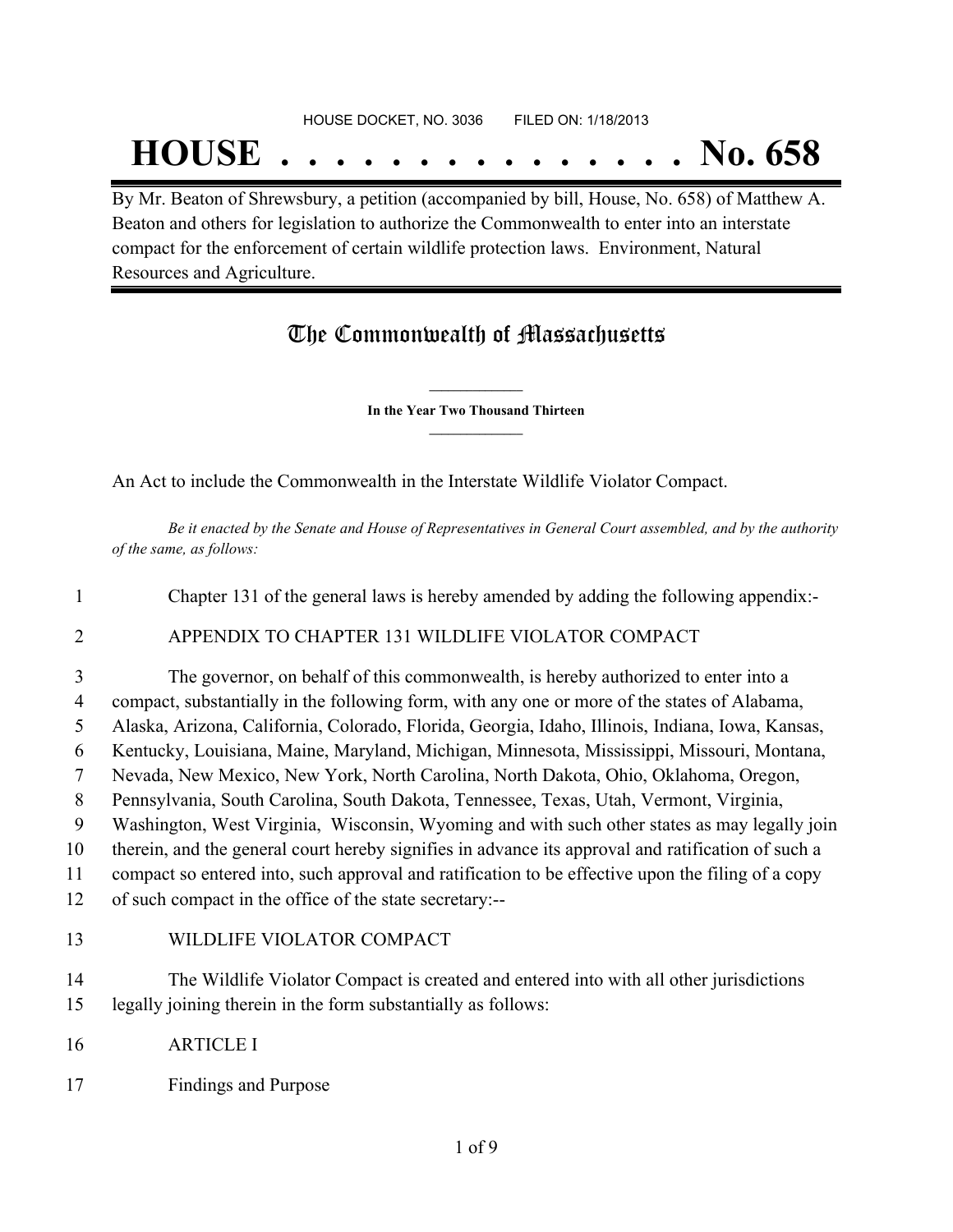HOUSE DOCKET, NO. 3036 FILED ON: 1/18/2013

# HOUSE . . . . . . . . . . . . . . . No. 658

By Mr. Beaton of Shrewsbury, a petition (accompanied by bill, House, No. 658) of Matthew A. Beaton and others for legislation to authorize the Commonwealth to enter into an interstate compact for the enforcement of certain wildlife protection laws. Environment, Natural Resources and Agriculture.

## The Commonwealth of Massachusetts

**In the Year Two Thousand Thirteen**

An Act to include the Commonwealth in the Interstate Wildlife Violator Compact.

*Be it enacted by the Senate and House of Representatives in General Court assembled, and by the authority of the same, as follows:*

1 Chapter 131 of the general laws is hereby amended by adding the following appendix:-

2 APPENDIX TO CHAPTER 131 WILDLIFE VIOLATOR COMPACT

3 The governor, on behalf of this commonwealth, is hereby authorized to enter into a
4 compact, substantially in the following form, with any one or more of the states of Alabama,
5 Alaska, Arizona, California, Colorado, Florida, Georgia, Idaho, Illinois, Indiana, Iowa, Kansas,
6 Kentucky, Louisiana, Maine, Maryland, Michigan, Minnesota, Mississippi, Missouri, Montana,
7 Nevada, New Mexico, New York, North Carolina, North Dakota, Ohio, Oklahoma, Oregon,
8 Pennsylvania, South Carolina, South Dakota, Tennessee, Texas, Utah, Vermont, Virginia,
9 Washington, West Virginia, Wisconsin, Wyoming and with such other states as may legally join
10 therein, and the general court hereby signifies in advance its approval and ratification of such a
11 compact so entered into, such approval and ratification to be effective upon the filing of a copy
12 of such compact in the office of the state secretary:--

13 WILDLIFE VIOLATOR COMPACT

14 The Wildlife Violator Compact is created and entered into with all other jurisdictions
15 legally joining therein in the form substantially as follows:

16 ARTICLE I

17 Findings and Purpose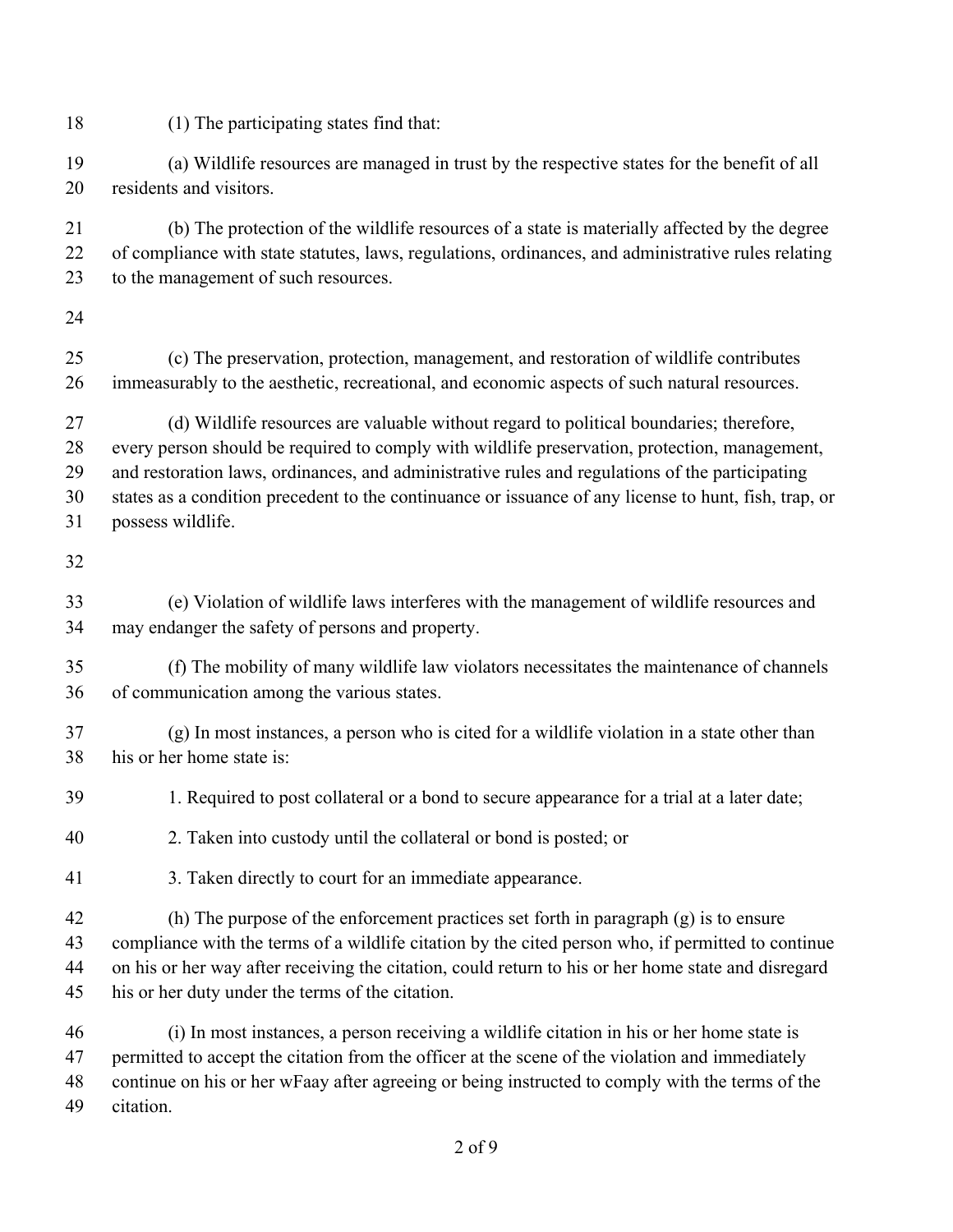(1) The participating states find that:

(a) Wildlife resources are managed in trust by the respective states for the benefit of all residents and visitors.

(b) The protection of the wildlife resources of a state is materially affected by the degree of compliance with state statutes, laws, regulations, ordinances, and administrative rules relating to the management of such resources.

(c) The preservation, protection, management, and restoration of wildlife contributes immeasurably to the aesthetic, recreational, and economic aspects of such natural resources.

(d) Wildlife resources are valuable without regard to political boundaries; therefore, every person should be required to comply with wildlife preservation, protection, management, and restoration laws, ordinances, and administrative rules and regulations of the participating states as a condition precedent to the continuance or issuance of any license to hunt, fish, trap, or possess wildlife.

(e) Violation of wildlife laws interferes with the management of wildlife resources and may endanger the safety of persons and property.

(f) The mobility of many wildlife law violators necessitates the maintenance of channels of communication among the various states.

(g) In most instances, a person who is cited for a wildlife violation in a state other than his or her home state is:

1. Required to post collateral or a bond to secure appearance for a trial at a later date;

2. Taken into custody until the collateral or bond is posted; or

3. Taken directly to court for an immediate appearance.

(h) The purpose of the enforcement practices set forth in paragraph (g) is to ensure compliance with the terms of a wildlife citation by the cited person who, if permitted to continue on his or her way after receiving the citation, could return to his or her home state and disregard his or her duty under the terms of the citation.

(i) In most instances, a person receiving a wildlife citation in his or her home state is permitted to accept the citation from the officer at the scene of the violation and immediately continue on his or her wFaay after agreeing or being instructed to comply with the terms of the citation.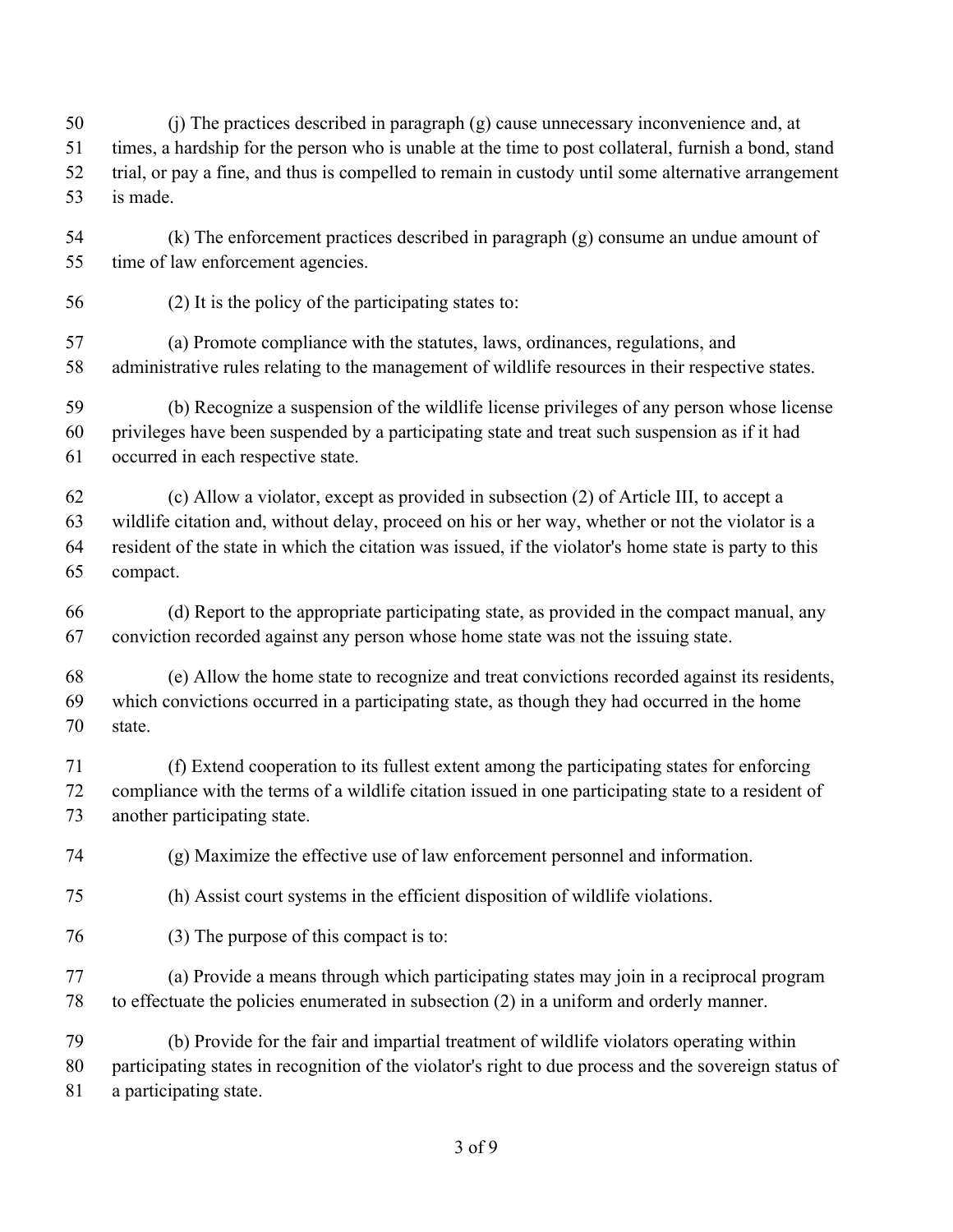(j) The practices described in paragraph (g) cause unnecessary inconvenience and, at times, a hardship for the person who is unable at the time to post collateral, furnish a bond, stand trial, or pay a fine, and thus is compelled to remain in custody until some alternative arrangement is made.

(k) The enforcement practices described in paragraph (g) consume an undue amount of time of law enforcement agencies.

(2) It is the policy of the participating states to:

(a) Promote compliance with the statutes, laws, ordinances, regulations, and administrative rules relating to the management of wildlife resources in their respective states.

(b) Recognize a suspension of the wildlife license privileges of any person whose license privileges have been suspended by a participating state and treat such suspension as if it had occurred in each respective state.

(c) Allow a violator, except as provided in subsection (2) of Article III, to accept a wildlife citation and, without delay, proceed on his or her way, whether or not the violator is a resident of the state in which the citation was issued, if the violator's home state is party to this compact.

(d) Report to the appropriate participating state, as provided in the compact manual, any conviction recorded against any person whose home state was not the issuing state.

(e) Allow the home state to recognize and treat convictions recorded against its residents, which convictions occurred in a participating state, as though they had occurred in the home state.

(f) Extend cooperation to its fullest extent among the participating states for enforcing compliance with the terms of a wildlife citation issued in one participating state to a resident of another participating state.

(g) Maximize the effective use of law enforcement personnel and information.

(h) Assist court systems in the efficient disposition of wildlife violations.

(3) The purpose of this compact is to:

(a) Provide a means through which participating states may join in a reciprocal program to effectuate the policies enumerated in subsection (2) in a uniform and orderly manner.

(b) Provide for the fair and impartial treatment of wildlife violators operating within participating states in recognition of the violator's right to due process and the sovereign status of a participating state.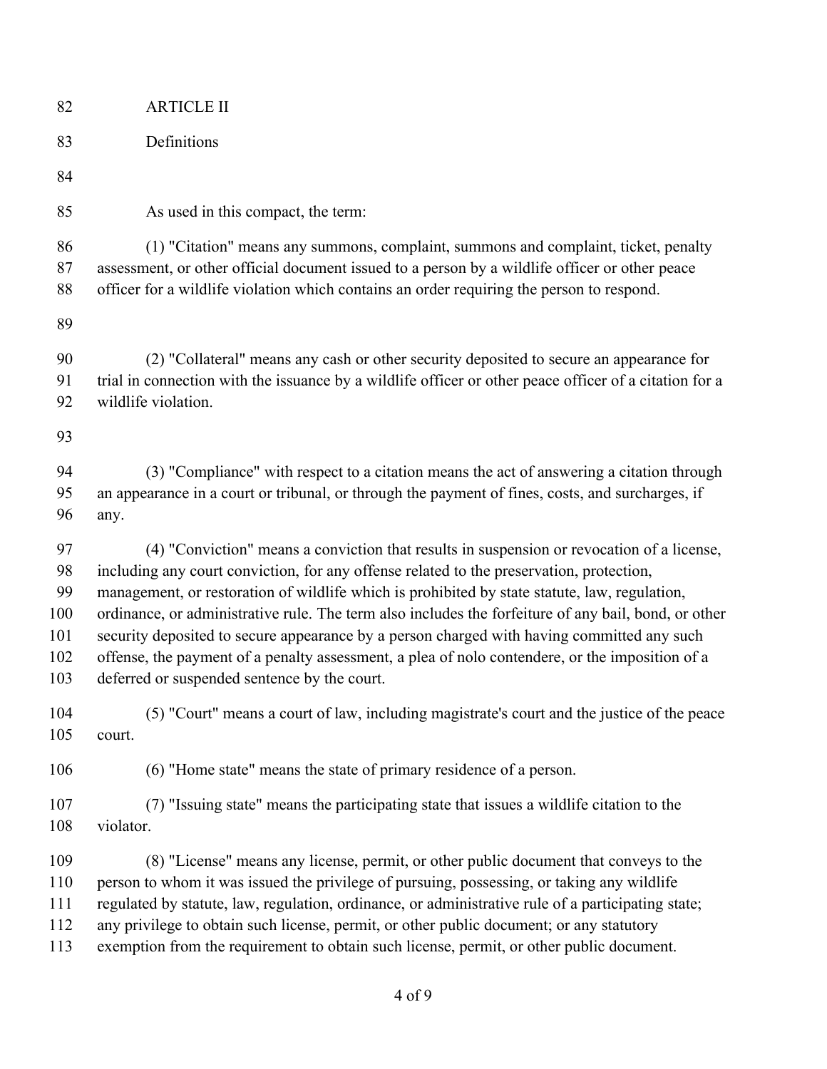ARTICLE II

Definitions

As used in this compact, the term:

(1) "Citation" means any summons, complaint, summons and complaint, ticket, penalty assessment, or other official document issued to a person by a wildlife officer or other peace officer for a wildlife violation which contains an order requiring the person to respond.

(2) "Collateral" means any cash or other security deposited to secure an appearance for trial in connection with the issuance by a wildlife officer or other peace officer of a citation for a wildlife violation.

(3) "Compliance" with respect to a citation means the act of answering a citation through an appearance in a court or tribunal, or through the payment of fines, costs, and surcharges, if any.

(4) "Conviction" means a conviction that results in suspension or revocation of a license, including any court conviction, for any offense related to the preservation, protection, management, or restoration of wildlife which is prohibited by state statute, law, regulation, ordinance, or administrative rule. The term also includes the forfeiture of any bail, bond, or other security deposited to secure appearance by a person charged with having committed any such offense, the payment of a penalty assessment, a plea of nolo contendere, or the imposition of a deferred or suspended sentence by the court.

(5) "Court" means a court of law, including magistrate's court and the justice of the peace court.

(6) "Home state" means the state of primary residence of a person.

(7) "Issuing state" means the participating state that issues a wildlife citation to the violator.

(8) "License" means any license, permit, or other public document that conveys to the person to whom it was issued the privilege of pursuing, possessing, or taking any wildlife regulated by statute, law, regulation, ordinance, or administrative rule of a participating state; any privilege to obtain such license, permit, or other public document; or any statutory exemption from the requirement to obtain such license, permit, or other public document.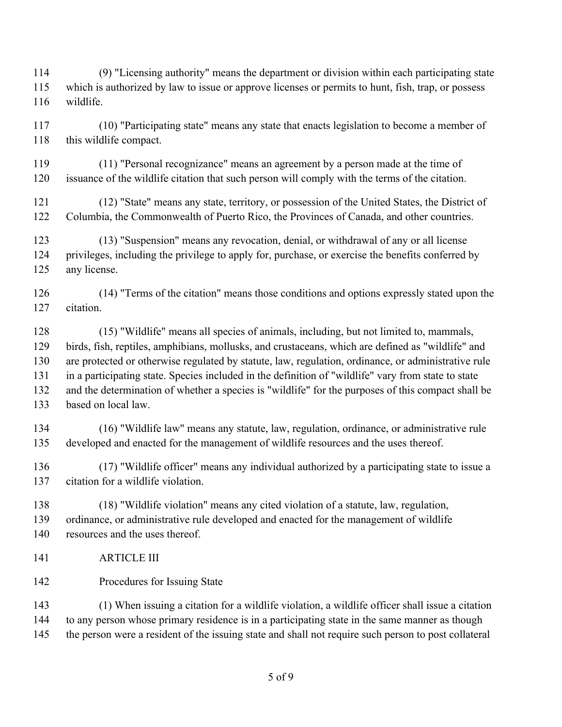(9) "Licensing authority" means the department or division within each participating state which is authorized by law to issue or approve licenses or permits to hunt, fish, trap, or possess wildlife.

(10) "Participating state" means any state that enacts legislation to become a member of this wildlife compact.

(11) "Personal recognizance" means an agreement by a person made at the time of issuance of the wildlife citation that such person will comply with the terms of the citation.

(12) "State" means any state, territory, or possession of the United States, the District of Columbia, the Commonwealth of Puerto Rico, the Provinces of Canada, and other countries.

(13) "Suspension" means any revocation, denial, or withdrawal of any or all license privileges, including the privilege to apply for, purchase, or exercise the benefits conferred by any license.

(14) "Terms of the citation" means those conditions and options expressly stated upon the citation.

(15) "Wildlife" means all species of animals, including, but not limited to, mammals, birds, fish, reptiles, amphibians, mollusks, and crustaceans, which are defined as "wildlife" and are protected or otherwise regulated by statute, law, regulation, ordinance, or administrative rule in a participating state. Species included in the definition of "wildlife" vary from state to state and the determination of whether a species is "wildlife" for the purposes of this compact shall be based on local law.

(16) "Wildlife law" means any statute, law, regulation, ordinance, or administrative rule developed and enacted for the management of wildlife resources and the uses thereof.

(17) "Wildlife officer" means any individual authorized by a participating state to issue a citation for a wildlife violation.

(18) "Wildlife violation" means any cited violation of a statute, law, regulation, ordinance, or administrative rule developed and enacted for the management of wildlife resources and the uses thereof.

ARTICLE III

Procedures for Issuing State

(1) When issuing a citation for a wildlife violation, a wildlife officer shall issue a citation to any person whose primary residence is in a participating state in the same manner as though the person were a resident of the issuing state and shall not require such person to post collateral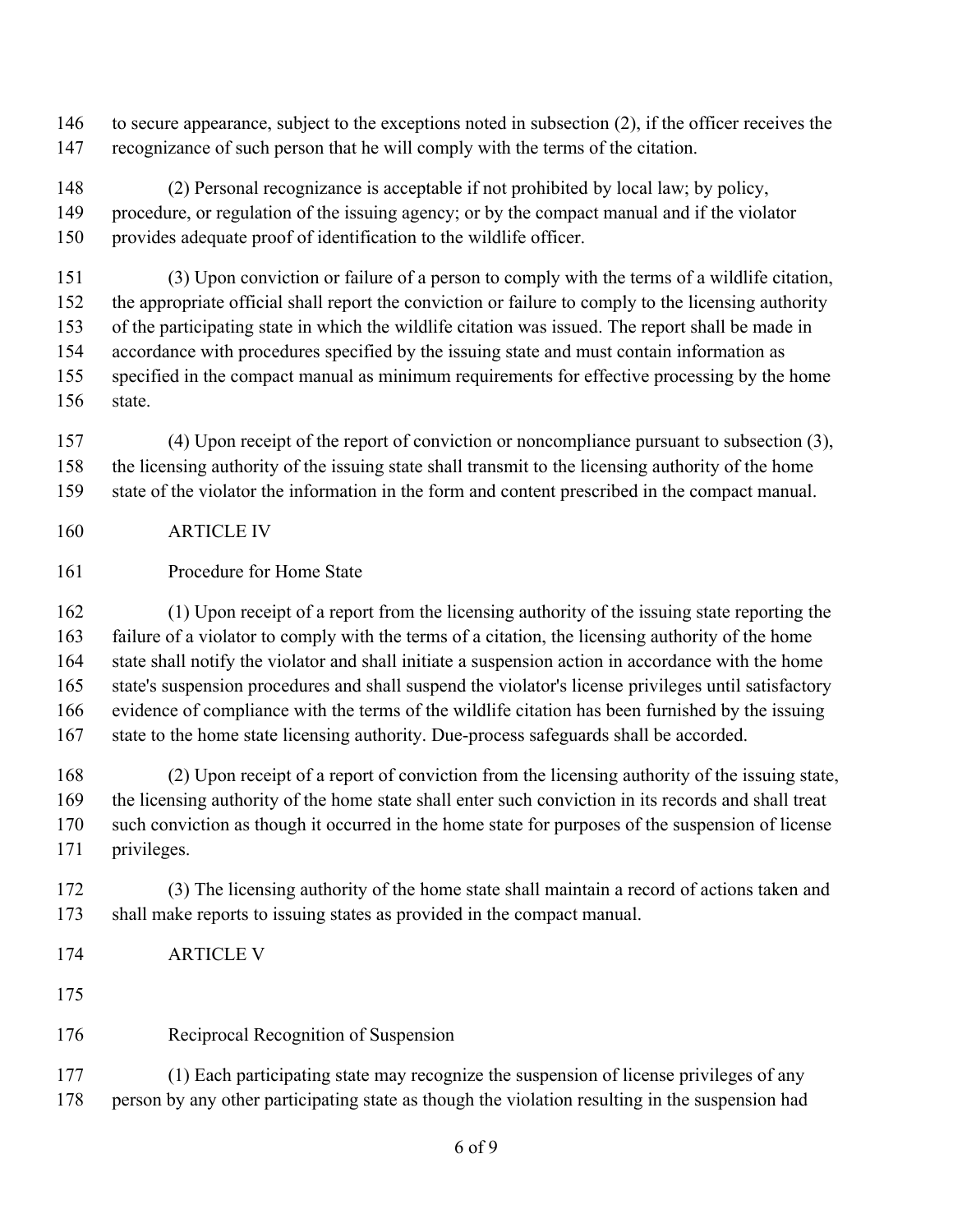to secure appearance, subject to the exceptions noted in subsection (2), if the officer receives the recognizance of such person that he will comply with the terms of the citation.

(2) Personal recognizance is acceptable if not prohibited by local law; by policy, procedure, or regulation of the issuing agency; or by the compact manual and if the violator provides adequate proof of identification to the wildlife officer.

(3) Upon conviction or failure of a person to comply with the terms of a wildlife citation, the appropriate official shall report the conviction or failure to comply to the licensing authority of the participating state in which the wildlife citation was issued. The report shall be made in accordance with procedures specified by the issuing state and must contain information as specified in the compact manual as minimum requirements for effective processing by the home state.

(4) Upon receipt of the report of conviction or noncompliance pursuant to subsection (3), the licensing authority of the issuing state shall transmit to the licensing authority of the home state of the violator the information in the form and content prescribed in the compact manual.

ARTICLE IV

Procedure for Home State

(1) Upon receipt of a report from the licensing authority of the issuing state reporting the failure of a violator to comply with the terms of a citation, the licensing authority of the home state shall notify the violator and shall initiate a suspension action in accordance with the home state's suspension procedures and shall suspend the violator's license privileges until satisfactory evidence of compliance with the terms of the wildlife citation has been furnished by the issuing state to the home state licensing authority. Due-process safeguards shall be accorded.

(2) Upon receipt of a report of conviction from the licensing authority of the issuing state, the licensing authority of the home state shall enter such conviction in its records and shall treat such conviction as though it occurred in the home state for purposes of the suspension of license privileges.

(3) The licensing authority of the home state shall maintain a record of actions taken and shall make reports to issuing states as provided in the compact manual.

ARTICLE V

Reciprocal Recognition of Suspension

(1) Each participating state may recognize the suspension of license privileges of any person by any other participating state as though the violation resulting in the suspension had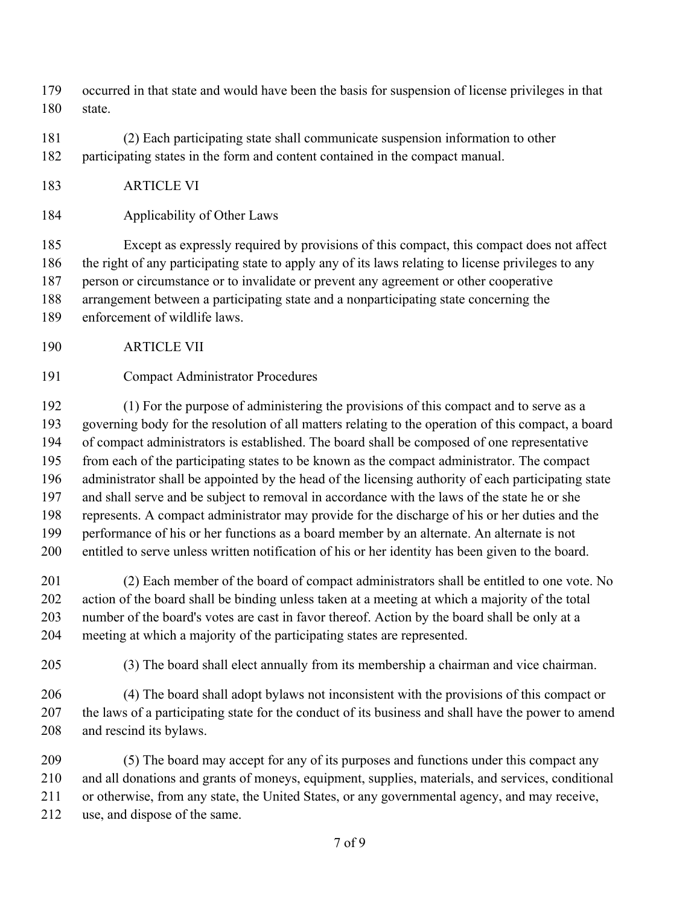occurred in that state and would have been the basis for suspension of license privileges in that state.

(2) Each participating state shall communicate suspension information to other participating states in the form and content contained in the compact manual.

## ARTICLE VI

### Applicability of Other Laws

Except as expressly required by provisions of this compact, this compact does not affect the right of any participating state to apply any of its laws relating to license privileges to any person or circumstance or to invalidate or prevent any agreement or other cooperative arrangement between a participating state and a nonparticipating state concerning the enforcement of wildlife laws.

## ARTICLE VII

### Compact Administrator Procedures

(1) For the purpose of administering the provisions of this compact and to serve as a governing body for the resolution of all matters relating to the operation of this compact, a board of compact administrators is established. The board shall be composed of one representative from each of the participating states to be known as the compact administrator. The compact administrator shall be appointed by the head of the licensing authority of each participating state and shall serve and be subject to removal in accordance with the laws of the state he or she represents. A compact administrator may provide for the discharge of his or her duties and the performance of his or her functions as a board member by an alternate. An alternate is not entitled to serve unless written notification of his or her identity has been given to the board.

(2) Each member of the board of compact administrators shall be entitled to one vote. No action of the board shall be binding unless taken at a meeting at which a majority of the total number of the board's votes are cast in favor thereof. Action by the board shall be only at a meeting at which a majority of the participating states are represented.

(3) The board shall elect annually from its membership a chairman and vice chairman.

(4) The board shall adopt bylaws not inconsistent with the provisions of this compact or the laws of a participating state for the conduct of its business and shall have the power to amend and rescind its bylaws.

(5) The board may accept for any of its purposes and functions under this compact any and all donations and grants of moneys, equipment, supplies, materials, and services, conditional or otherwise, from any state, the United States, or any governmental agency, and may receive, use, and dispose of the same.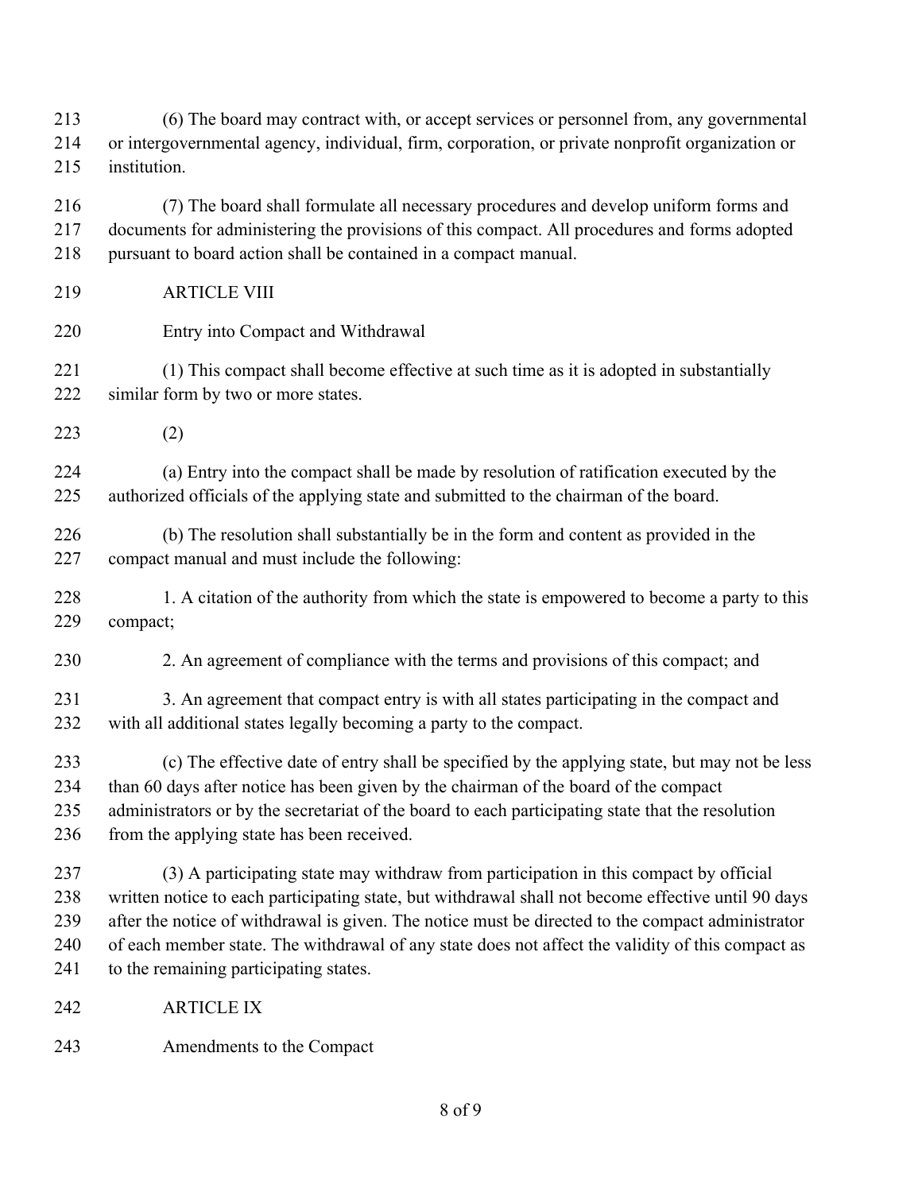(6) The board may contract with, or accept services or personnel from, any governmental or intergovernmental agency, individual, firm, corporation, or private nonprofit organization or institution.

(7) The board shall formulate all necessary procedures and develop uniform forms and documents for administering the provisions of this compact. All procedures and forms adopted pursuant to board action shall be contained in a compact manual.

ARTICLE VIII

Entry into Compact and Withdrawal

(1) This compact shall become effective at such time as it is adopted in substantially similar form by two or more states.

(2)

(a) Entry into the compact shall be made by resolution of ratification executed by the authorized officials of the applying state and submitted to the chairman of the board.

(b) The resolution shall substantially be in the form and content as provided in the compact manual and must include the following:

1. A citation of the authority from which the state is empowered to become a party to this compact;

2. An agreement of compliance with the terms and provisions of this compact; and

3. An agreement that compact entry is with all states participating in the compact and with all additional states legally becoming a party to the compact.

(c) The effective date of entry shall be specified by the applying state, but may not be less than 60 days after notice has been given by the chairman of the board of the compact administrators or by the secretariat of the board to each participating state that the resolution from the applying state has been received.

(3) A participating state may withdraw from participation in this compact by official written notice to each participating state, but withdrawal shall not become effective until 90 days after the notice of withdrawal is given. The notice must be directed to the compact administrator of each member state. The withdrawal of any state does not affect the validity of this compact as to the remaining participating states.

ARTICLE IX

Amendments to the Compact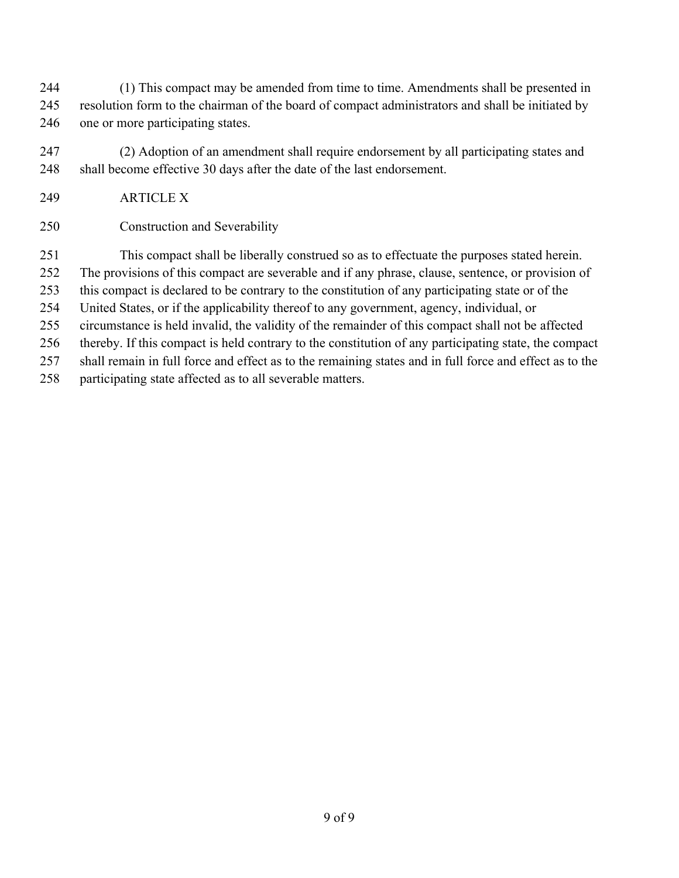(1) This compact may be amended from time to time. Amendments shall be presented in resolution form to the chairman of the board of compact administrators and shall be initiated by one or more participating states.

(2) Adoption of an amendment shall require endorsement by all participating states and shall become effective 30 days after the date of the last endorsement.

ARTICLE X

Construction and Severability

This compact shall be liberally construed so as to effectuate the purposes stated herein. The provisions of this compact are severable and if any phrase, clause, sentence, or provision of this compact is declared to be contrary to the constitution of any participating state or of the United States, or if the applicability thereof to any government, agency, individual, or circumstance is held invalid, the validity of the remainder of this compact shall not be affected thereby. If this compact is held contrary to the constitution of any participating state, the compact shall remain in full force and effect as to the remaining states and in full force and effect as to the participating state affected as to all severable matters.